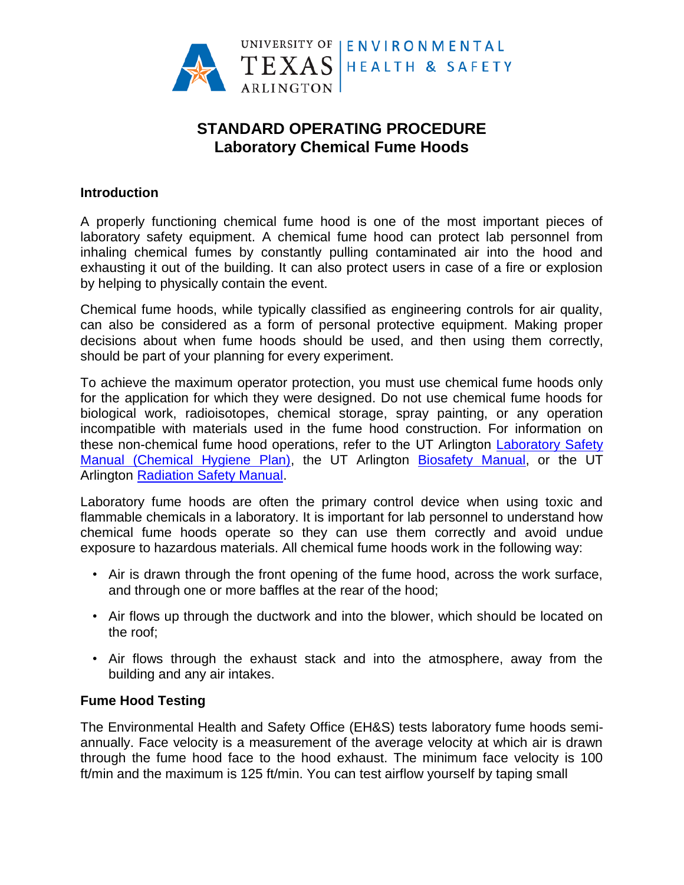UNIVERSITY OF TEXAS ARLINGTON | ENVIRONMENTAL HEALTH & SAFETY

# STANDARD OPERATING PROCEDURE
# Laboratory Chemical Fume Hoods

## Introduction

A properly functioning chemical fume hood is one of the most important pieces of laboratory safety equipment. A chemical fume hood can protect lab personnel from inhaling chemical fumes by constantly pulling contaminated air into the hood and exhausting it out of the building. It can also protect users in case of a fire or explosion by helping to physically contain the event.

Chemical fume hoods, while typically classified as engineering controls for air quality, can also be considered as a form of personal protective equipment. Making proper decisions about when fume hoods should be used, and then using them correctly, should be part of your planning for every experiment.

To achieve the maximum operator protection, you must use chemical fume hoods only for the application for which they were designed. Do not use chemical fume hoods for biological work, radioisotopes, chemical storage, spray painting, or any operation incompatible with materials used in the fume hood construction. For information on these non-chemical fume hood operations, refer to the UT Arlington Laboratory Safety Manual (Chemical Hygiene Plan), the UT Arlington Biosafety Manual, or the UT Arlington Radiation Safety Manual.

Laboratory fume hoods are often the primary control device when using toxic and flammable chemicals in a laboratory. It is important for lab personnel to understand how chemical fume hoods operate so they can use them correctly and avoid undue exposure to hazardous materials. All chemical fume hoods work in the following way:

- Air is drawn through the front opening of the fume hood, across the work surface, and through one or more baffles at the rear of the hood;
- Air flows up through the ductwork and into the blower, which should be located on the roof;
- Air flows through the exhaust stack and into the atmosphere, away from the building and any air intakes.

## Fume Hood Testing

The Environmental Health and Safety Office (EH&S) tests laboratory fume hoods semi-annually. Face velocity is a measurement of the average velocity at which air is drawn through the fume hood face to the hood exhaust. The minimum face velocity is 100 ft/min and the maximum is 125 ft/min. You can test airflow yourself by taping small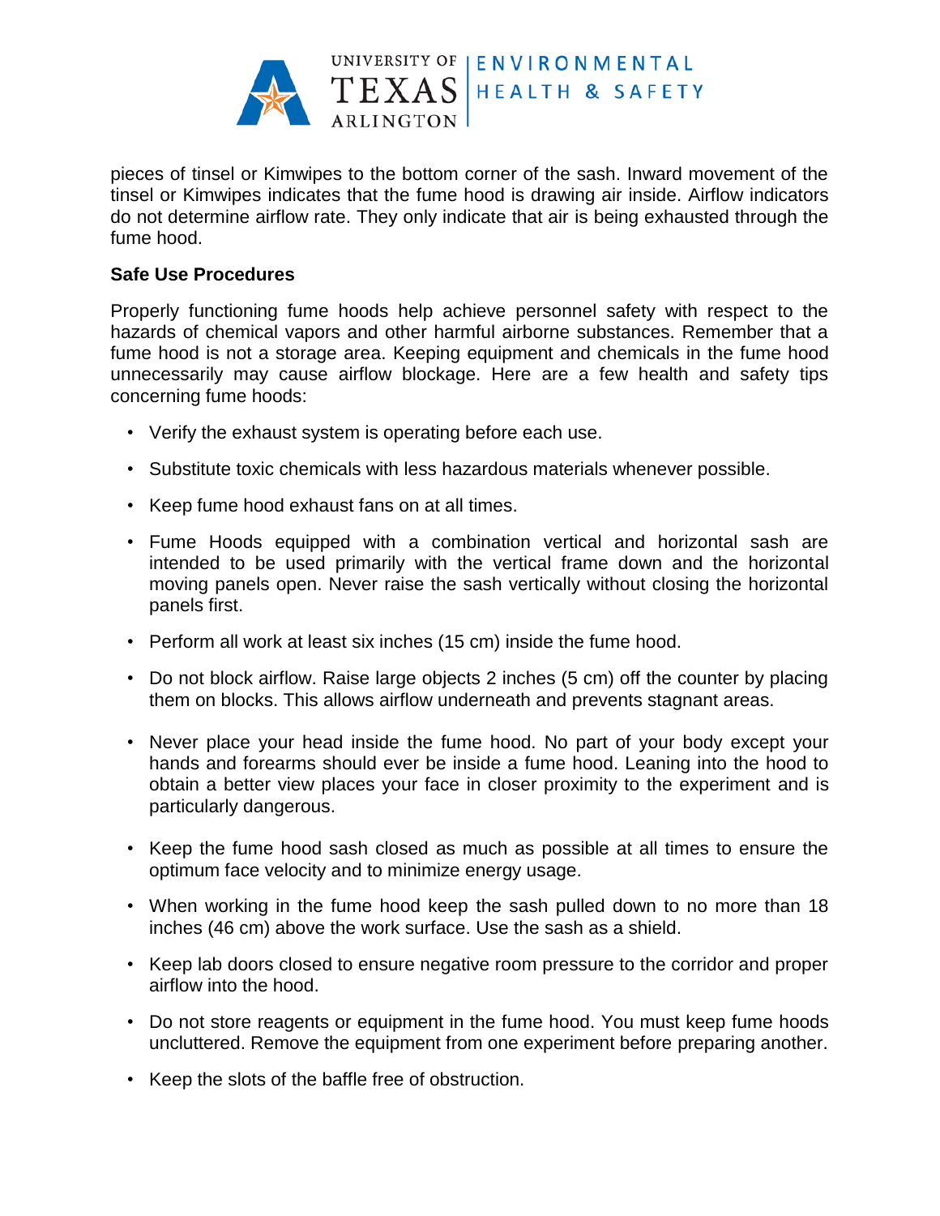pieces of tinsel or Kimwipes to the bottom corner of the sash. Inward movement of the tinsel or Kimwipes indicates that the fume hood is drawing air inside. Airflow indicators do not determine airflow rate. They only indicate that air is being exhausted through the fume hood.

**Safe Use Procedures**

Properly functioning fume hoods help achieve personnel safety with respect to the hazards of chemical vapors and other harmful airborne substances. Remember that a fume hood is not a storage area. Keeping equipment and chemicals in the fume hood unnecessarily may cause airflow blockage. Here are a few health and safety tips concerning fume hoods:

- Verify the exhaust system is operating before each use.
- Substitute toxic chemicals with less hazardous materials whenever possible.
- Keep fume hood exhaust fans on at all times.
- Fume Hoods equipped with a combination vertical and horizontal sash are intended to be used primarily with the vertical frame down and the horizontal moving panels open. Never raise the sash vertically without closing the horizontal panels first.
- Perform all work at least six inches (15 cm) inside the fume hood.
- Do not block airflow. Raise large objects 2 inches (5 cm) off the counter by placing them on blocks. This allows airflow underneath and prevents stagnant areas.
- Never place your head inside the fume hood. No part of your body except your hands and forearms should ever be inside a fume hood. Leaning into the hood to obtain a better view places your face in closer proximity to the experiment and is particularly dangerous.
- Keep the fume hood sash closed as much as possible at all times to ensure the optimum face velocity and to minimize energy usage.
- When working in the fume hood keep the sash pulled down to no more than 18 inches (46 cm) above the work surface. Use the sash as a shield.
- Keep lab doors closed to ensure negative room pressure to the corridor and proper airflow into the hood.
- Do not store reagents or equipment in the fume hood. You must keep fume hoods uncluttered. Remove the equipment from one experiment before preparing another.
- Keep the slots of the baffle free of obstruction.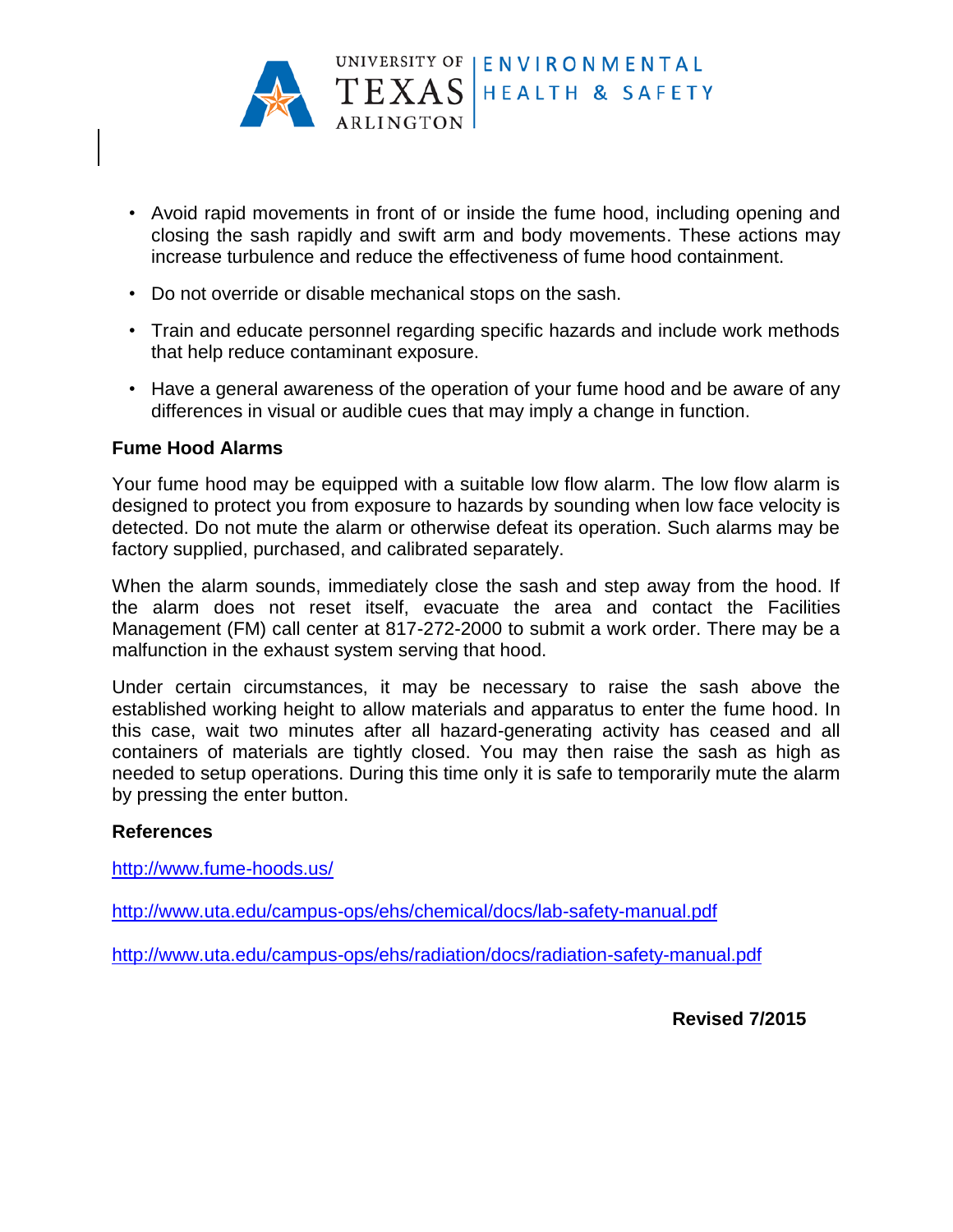- Avoid rapid movements in front of or inside the fume hood, including opening and closing the sash rapidly and swift arm and body movements. These actions may increase turbulence and reduce the effectiveness of fume hood containment.
- Do not override or disable mechanical stops on the sash.
- Train and educate personnel regarding specific hazards and include work methods that help reduce contaminant exposure.
- Have a general awareness of the operation of your fume hood and be aware of any differences in visual or audible cues that may imply a change in function.

**Fume Hood Alarms**

Your fume hood may be equipped with a suitable low flow alarm. The low flow alarm is designed to protect you from exposure to hazards by sounding when low face velocity is detected. Do not mute the alarm or otherwise defeat its operation. Such alarms may be factory supplied, purchased, and calibrated separately.

When the alarm sounds, immediately close the sash and step away from the hood. If the alarm does not reset itself, evacuate the area and contact the Facilities Management (FM) call center at 817-272-2000 to submit a work order. There may be a malfunction in the exhaust system serving that hood.

Under certain circumstances, it may be necessary to raise the sash above the established working height to allow materials and apparatus to enter the fume hood. In this case, wait two minutes after all hazard-generating activity has ceased and all containers of materials are tightly closed. You may then raise the sash as high as needed to setup operations. During this time only it is safe to temporarily mute the alarm by pressing the enter button.

**References**

http://www.fume-hoods.us/

http://www.uta.edu/campus-ops/ehs/chemical/docs/lab-safety-manual.pdf

http://www.uta.edu/campus-ops/ehs/radiation/docs/radiation-safety-manual.pdf

**Revised 7/2015**